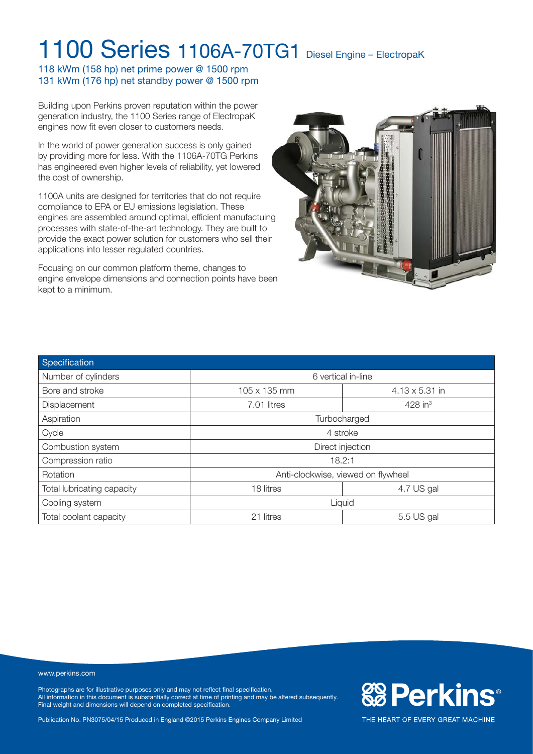# 1100 Series 1106A-70TG1 Diesel Engine – ElectropaK

118 kWm (158 hp) net prime power @ 1500 rpm
131 kWm (176 hp) net standby power @ 1500 rpm

Building upon Perkins proven reputation within the power generation industry, the 1100 Series range of ElectropaK engines now fit even closer to customers needs.

In the world of power generation success is only gained by providing more for less. With the 1106A-70TG Perkins has engineered even higher levels of reliability, yet lowered the cost of ownership.

1100A units are designed for territories that do not require compliance to EPA or EU emissions legislation. These engines are assembled around optimal, efficient manufactuing processes with state-of-the-art technology. They are built to provide the exact power solution for customers who sell their applications into lesser regulated countries.

Focusing on our common platform theme, changes to engine envelope dimensions and connection points have been kept to a minimum.

| Specification | | |
|---|---|---|
| Number of cylinders | 6 vertical in-line | |
| Bore and stroke | 105 x 135 mm | 4.13 x 5.31 in |
| Displacement | 7.01 litres | 428 in$^3$ |
| Aspiration | Turbocharged | |
| Cycle | 4 stroke | |
| Combustion system | Direct injection | |
| Compression ratio | 18.2:1 | |
| Rotation | Anti-clockwise, viewed on flywheel | |
| Total lubricating capacity | 18 litres | 4.7 US gal |
| Cooling system | Liquid | |
| Total coolant capacity | 21 litres | 5.5 US gal |

www.perkins.com

Photographs are for illustrative purposes only and may not reflect final specification.
All information in this document is substantially correct at time of printing and may be altered subsequently.
Final weight and dimensions will depend on completed specification.

Publication No. PN3075/04/15 Produced in England ©2015 Perkins Engines Company Limited

Perkins®

THE HEART OF EVERY GREAT MACHINE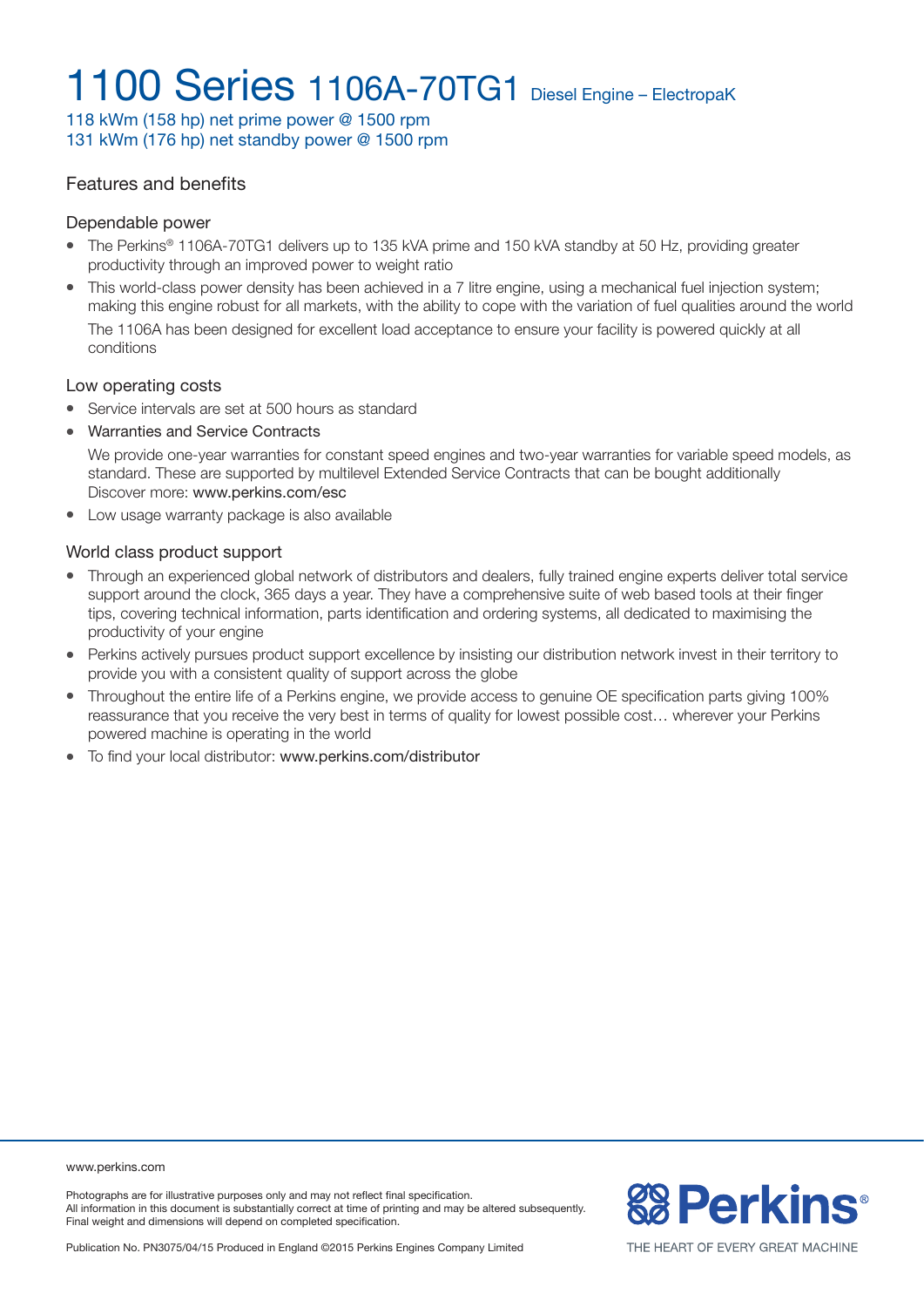# 1100 Series 1106A-70TG1 Diesel Engine – ElectropaK

118 kWm (158 hp) net prime power @ 1500 rpm
131 kWm (176 hp) net standby power @ 1500 rpm

## Features and benefits

### Dependable power

- The Perkins® 1106A-70TG1 delivers up to 135 kVA prime and 150 kVA standby at 50 Hz, providing greater productivity through an improved power to weight ratio
- This world-class power density has been achieved in a 7 litre engine, using a mechanical fuel injection system; making this engine robust for all markets, with the ability to cope with the variation of fuel qualities around the world

  The 1106A has been designed for excellent load acceptance to ensure your facility is powered quickly at all conditions

### Low operating costs

- Service intervals are set at 500 hours as standard
- Warranties and Service Contracts

  We provide one-year warranties for constant speed engines and two-year warranties for variable speed models, as standard. These are supported by multilevel Extended Service Contracts that can be bought additionally
  Discover more: www.perkins.com/esc
- Low usage warranty package is also available

### World class product support

- Through an experienced global network of distributors and dealers, fully trained engine experts deliver total service support around the clock, 365 days a year. They have a comprehensive suite of web based tools at their finger tips, covering technical information, parts identification and ordering systems, all dedicated to maximising the productivity of your engine
- Perkins actively pursues product support excellence by insisting our distribution network invest in their territory to provide you with a consistent quality of support across the globe
- Throughout the entire life of a Perkins engine, we provide access to genuine OE specification parts giving 100% reassurance that you receive the very best in terms of quality for lowest possible cost… wherever your Perkins powered machine is operating in the world
- To find your local distributor: www.perkins.com/distributor

www.perkins.com

Photographs are for illustrative purposes only and may not reflect final specification.
All information in this document is substantially correct at time of printing and may be altered subsequently.
Final weight and dimensions will depend on completed specification.

Publication No. PN3075/04/15 Produced in England ©2015 Perkins Engines Company Limited

Perkins®
THE HEART OF EVERY GREAT MACHINE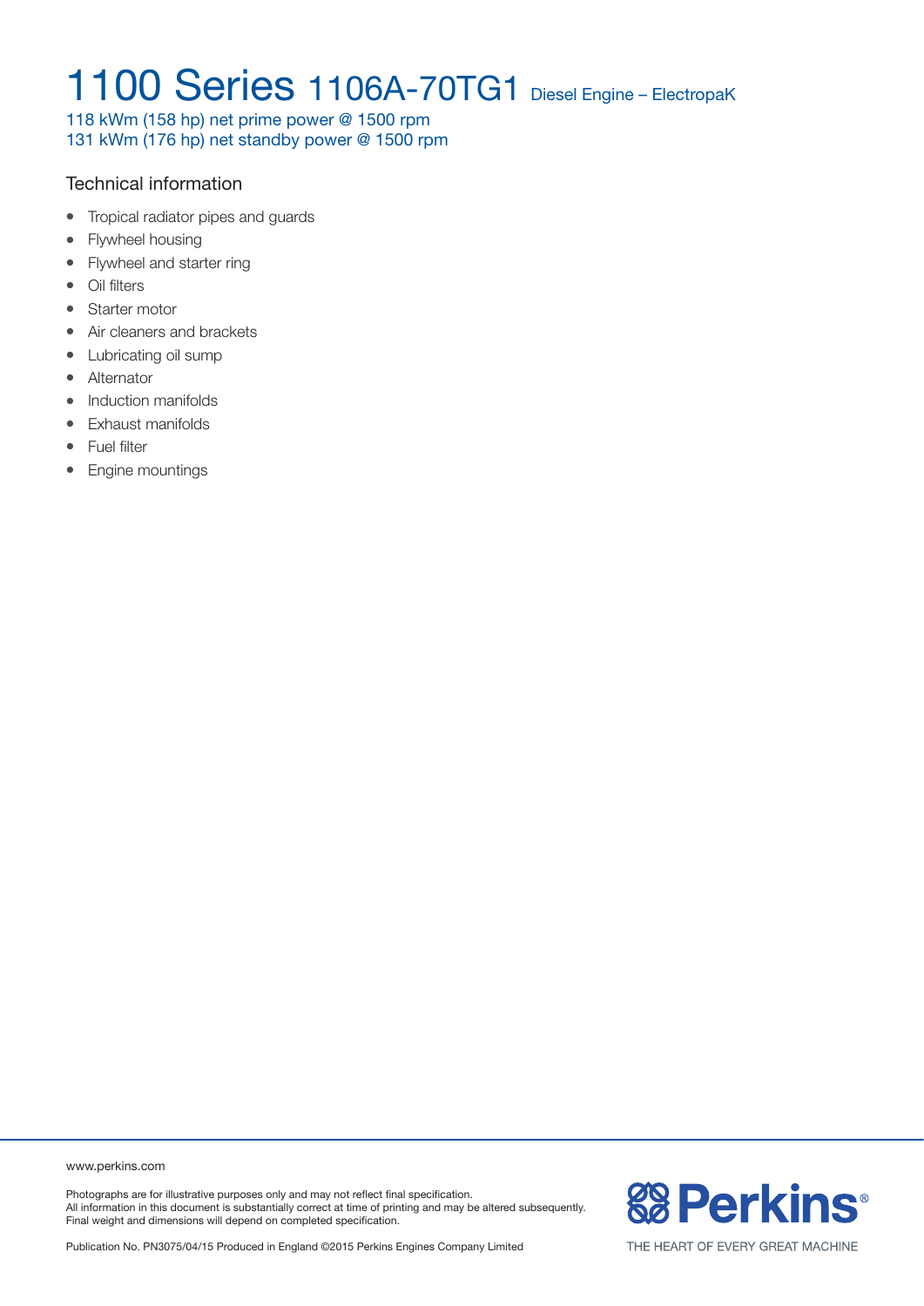# 1100 Series 1106A-70TG1 Diesel Engine – ElectropaK

118 kWm (158 hp) net prime power @ 1500 rpm
131 kWm (176 hp) net standby power @ 1500 rpm

## Technical information

- Tropical radiator pipes and guards
- Flywheel housing
- Flywheel and starter ring
- Oil filters
- Starter motor
- Air cleaners and brackets
- Lubricating oil sump
- Alternator
- Induction manifolds
- Exhaust manifolds
- Fuel filter
- Engine mountings

www.perkins.com

Photographs are for illustrative purposes only and may not reflect final specification.
All information in this document is substantially correct at time of printing and may be altered subsequently.
Final weight and dimensions will depend on completed specification.

Publication No. PN3075/04/15 Produced in England ©2015 Perkins Engines Company Limited

Perkins®
THE HEART OF EVERY GREAT MACHINE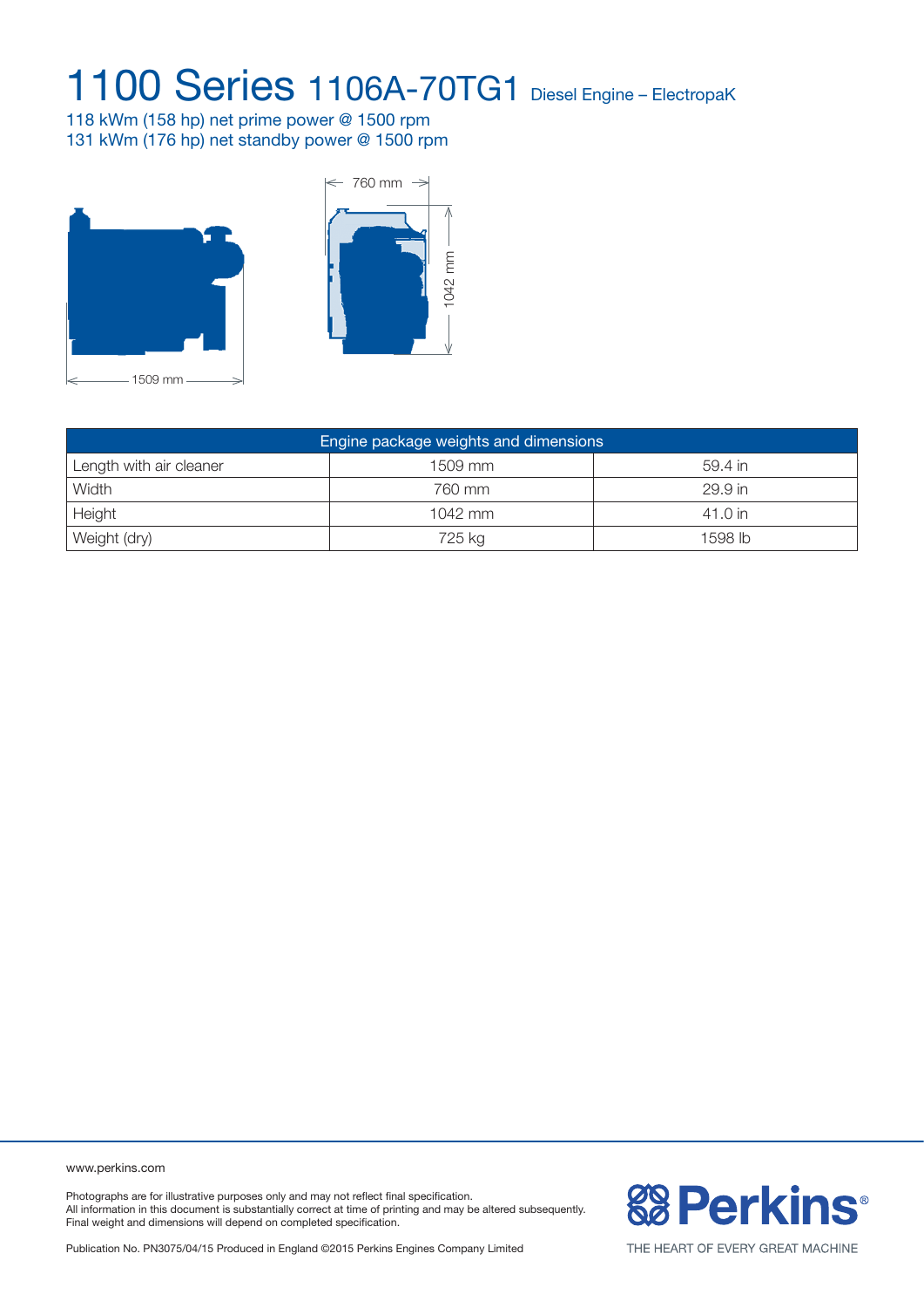# 1100 Series 1106A-70TG1 Diesel Engine – ElectropaK

118 kWm (158 hp) net prime power @ 1500 rpm
131 kWm (176 hp) net standby power @ 1500 rpm

760 mm

1042 mm

1509 mm

| Engine package weights and dimensions | | |
|---|---|---|
| Length with air cleaner | 1509 mm | 59.4 in |
| Width | 760 mm | 29.9 in |
| Height | 1042 mm | 41.0 in |
| Weight (dry) | 725 kg | 1598 lb |

www.perkins.com

Photographs are for illustrative purposes only and may not reflect final specification.
All information in this document is substantially correct at time of printing and may be altered subsequently.
Final weight and dimensions will depend on completed specification.

Publication No. PN3075/04/15 Produced in England ©2015 Perkins Engines Company Limited

Perkins® THE HEART OF EVERY GREAT MACHINE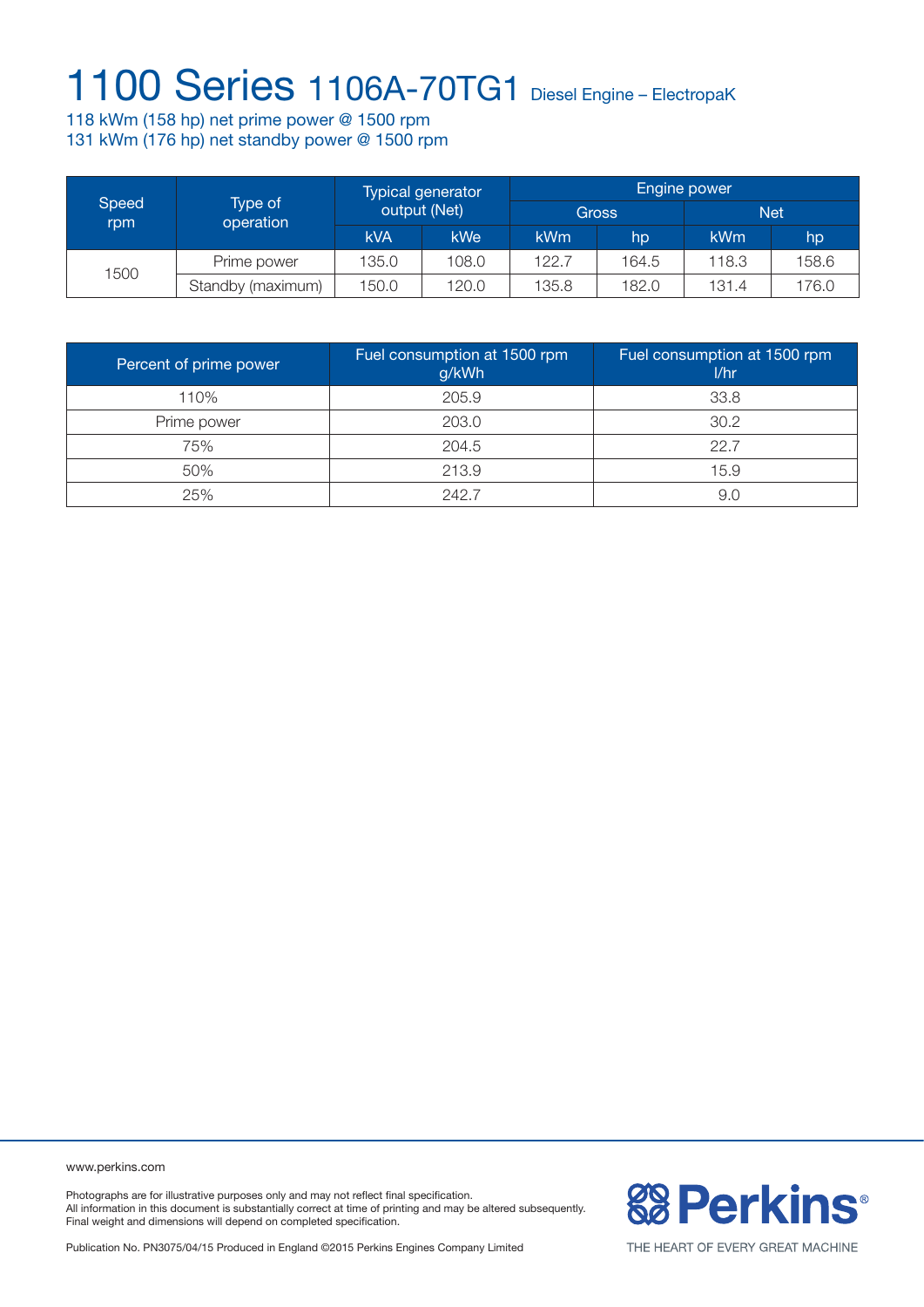# 1100 Series 1106A-70TG1 Diesel Engine – ElectropaK

118 kWm (158 hp) net prime power @ 1500 rpm
131 kWm (176 hp) net standby power @ 1500 rpm

| Speed rpm | Type of operation | Typical generator output (Net) | | Engine power | | | |
|---|---|---|---|---|---|---|---|
| | | | | Gross | | Net | |
| | | kVA | kWe | kWm | hp | kWm | hp |
| 1500 | Prime power | 135.0 | 108.0 | 122.7 | 164.5 | 118.3 | 158.6 |
| | Standby (maximum) | 150.0 | 120.0 | 135.8 | 182.0 | 131.4 | 176.0 |

| Percent of prime power | Fuel consumption at 1500 rpm g/kWh | Fuel consumption at 1500 rpm l/hr |
|---|---|---|
| 110% | 205.9 | 33.8 |
| Prime power | 203.0 | 30.2 |
| 75% | 204.5 | 22.7 |
| 50% | 213.9 | 15.9 |
| 25% | 242.7 | 9.0 |

www.perkins.com

Photographs are for illustrative purposes only and may not reflect final specification.
All information in this document is substantially correct at time of printing and may be altered subsequently.
Final weight and dimensions will depend on completed specification.

Publication No. PN3075/04/15 Produced in England ©2015 Perkins Engines Company Limited

Perkins®

THE HEART OF EVERY GREAT MACHINE